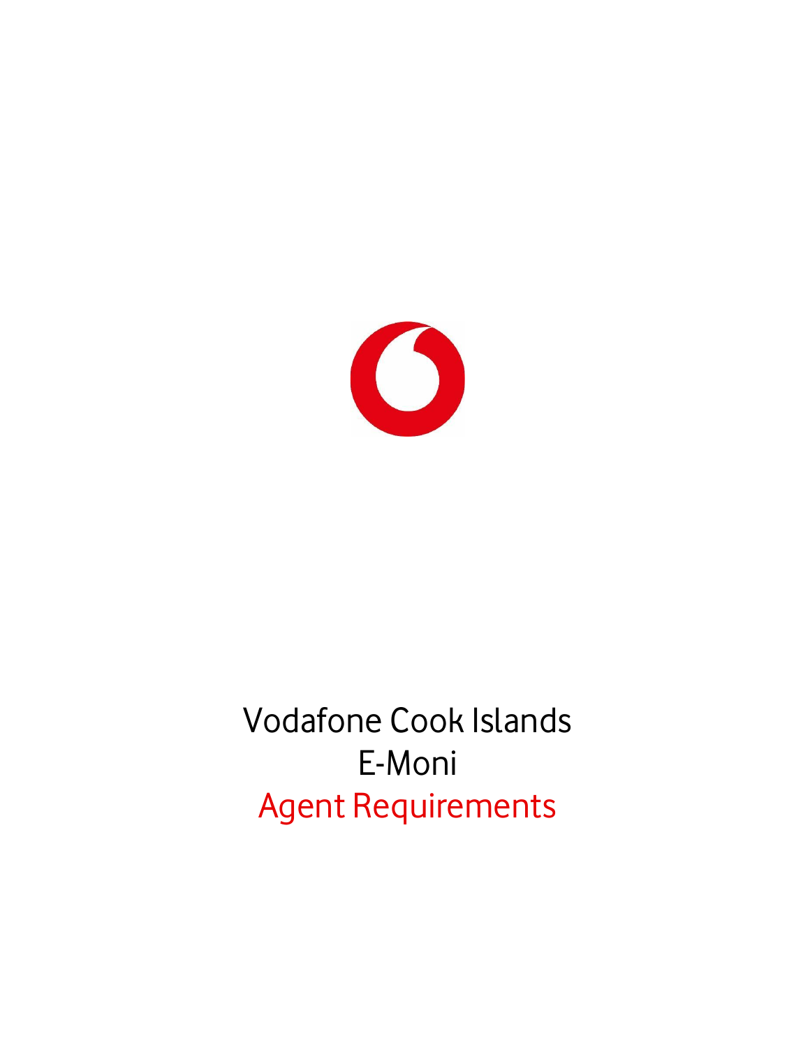# Vodafone Cook Islands
# E-Moni
# Agent Requirements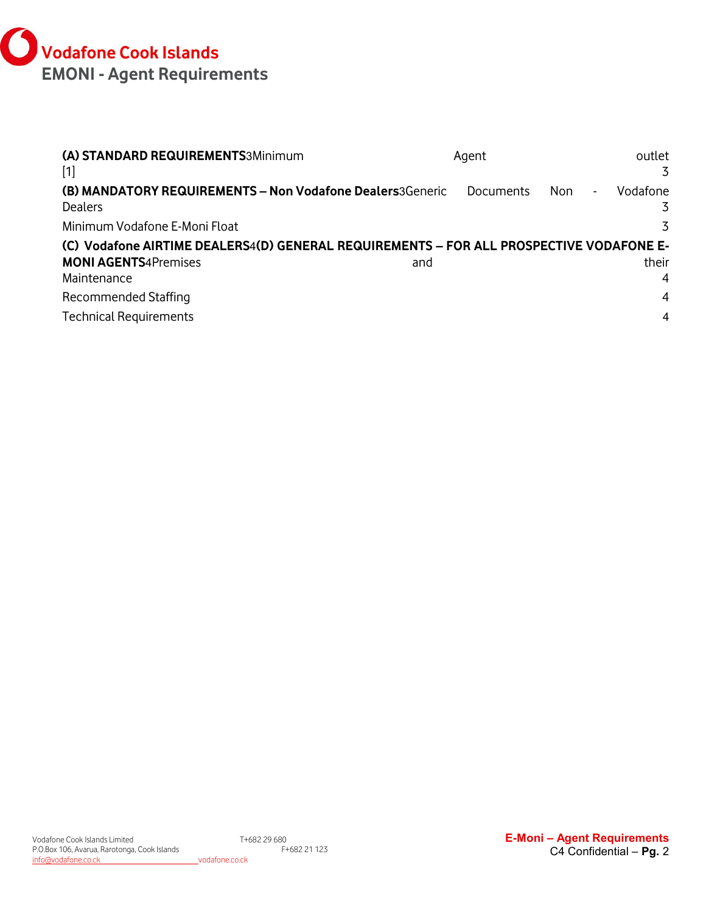**Vodafone Cook Islands**

**EMONI - Agent Requirements**

**(A) STANDARD REQUIREMENTS**3Minimum Agent outlet [1] 3

**(B) MANDATORY REQUIREMENTS – Non Vodafone Dealers**3Generic Documents Non - Vodafone Dealers 3

Minimum Vodafone E-Moni Float 3

**(C) Vodafone AIRTIME DEALERS**4**(D) GENERAL REQUIREMENTS – FOR ALL PROSPECTIVE VODAFONE E-MONI AGENTS**4Premises and their Maintenance 4

Recommended Staffing 4

Technical Requirements 4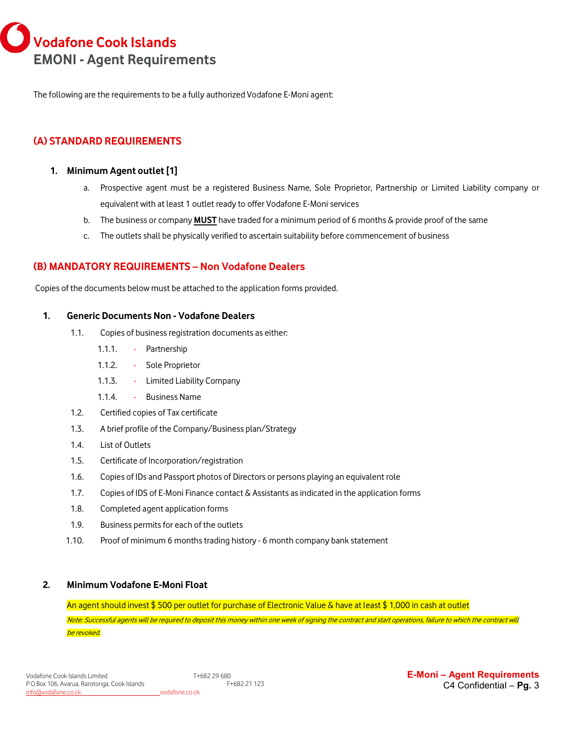# Vodafone Cook Islands

## EMONI - Agent Requirements

The following are the requirements to be a fully authorized Vodafone E-Moni agent:

### (A) STANDARD REQUIREMENTS

1. **Minimum Agent outlet [1]**
   a. Prospective agent must be a registered Business Name, Sole Proprietor, Partnership or Limited Liability company or equivalent with at least 1 outlet ready to offer Vodafone E-Moni services
   b. The business or company **MUST** have traded for a minimum period of 6 months & provide proof of the same
   c. The outlets shall be physically verified to ascertain suitability before commencement of business

### (B) MANDATORY REQUIREMENTS – Non Vodafone Dealers

Copies of the documents below must be attached to the application forms provided.

1. **Generic Documents Non - Vodafone Dealers**

   1.1. Copies of business registration documents as either:
   - 1.1.1. - Partnership
   - 1.1.2. - Sole Proprietor
   - 1.1.3. - Limited Liability Company
   - 1.1.4. - Business Name

   1.2. Certified copies of Tax certificate
   1.3. A brief profile of the Company/Business plan/Strategy
   1.4. List of Outlets
   1.5. Certificate of Incorporation/registration
   1.6. Copies of IDs and Passport photos of Directors or persons playing an equivalent role
   1.7. Copies of IDS of E-Moni Finance contact & Assistants as indicated in the application forms
   1.8. Completed agent application forms
   1.9. Business permits for each of the outlets
   1.10. Proof of minimum 6 months trading history - 6 month company bank statement

2. **Minimum Vodafone E-Moni Float**

   An agent should invest $ 500 per outlet for purchase of Electronic Value & have at least $ 1,000 in cash at outlet

   *Note: Successful agents will be required to deposit this money within one week of signing the contract and start operations, failure to which the contract will be revoked.*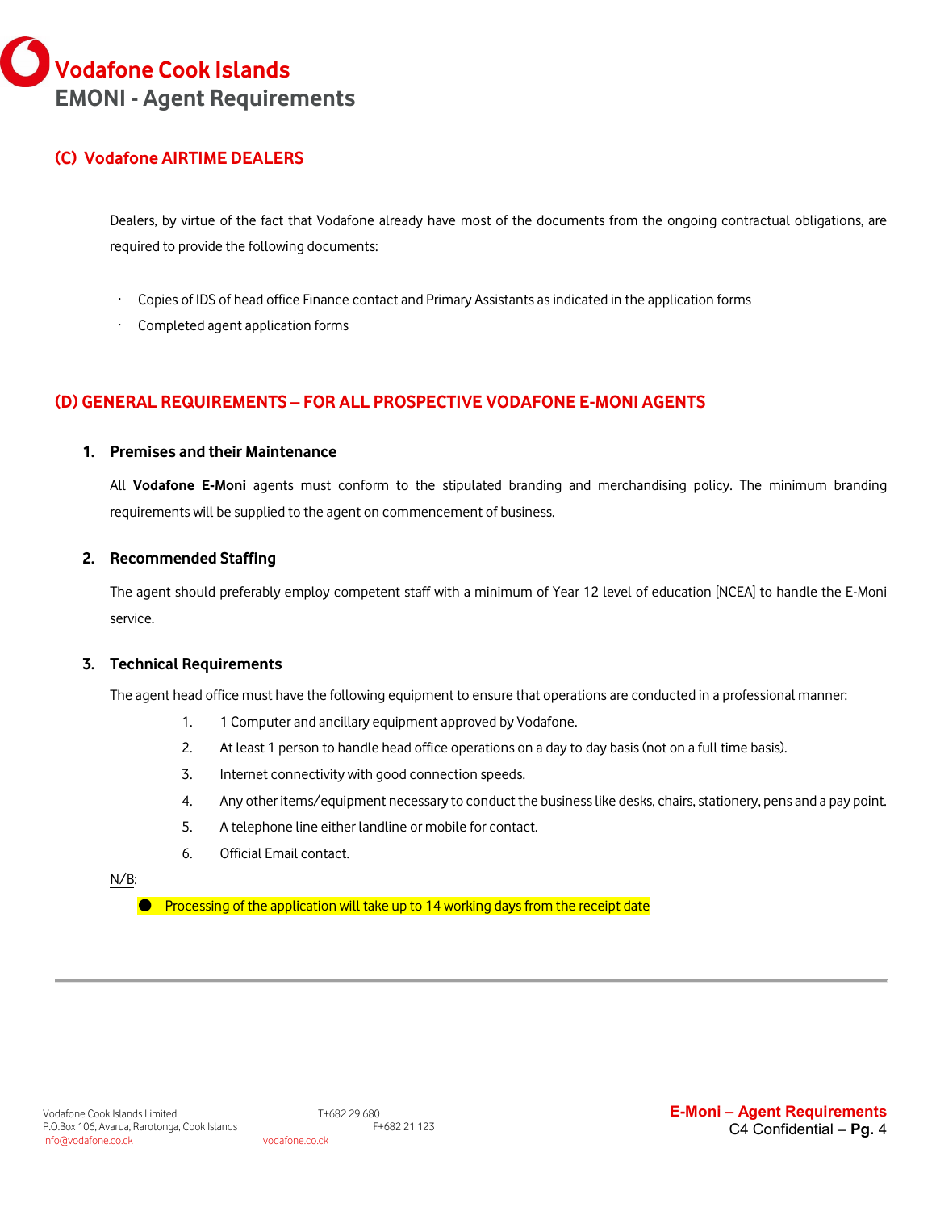## (C) Vodafone AIRTIME DEALERS

Dealers, by virtue of the fact that Vodafone already have most of the documents from the ongoing contractual obligations, are required to provide the following documents:

- Copies of IDS of head office Finance contact and Primary Assistants as indicated in the application forms
- Completed agent application forms

## (D) GENERAL REQUIREMENTS – FOR ALL PROSPECTIVE VODAFONE E-MONI AGENTS

### 1. Premises and their Maintenance

All **Vodafone E-Moni** agents must conform to the stipulated branding and merchandising policy. The minimum branding requirements will be supplied to the agent on commencement of business.

### 2. Recommended Staffing

The agent should preferably employ competent staff with a minimum of Year 12 level of education [NCEA] to handle the E-Moni service.

### 3. Technical Requirements

The agent head office must have the following equipment to ensure that operations are conducted in a professional manner:

1. 1 Computer and ancillary equipment approved by Vodafone.
2. At least 1 person to handle head office operations on a day to day basis (not on a full time basis).
3. Internet connectivity with good connection speeds.
4. Any other items/equipment necessary to conduct the business like desks, chairs, stationery, pens and a pay point.
5. A telephone line either landline or mobile for contact.
6. Official Email contact.

N/B:

- Processing of the application will take up to 14 working days from the receipt date